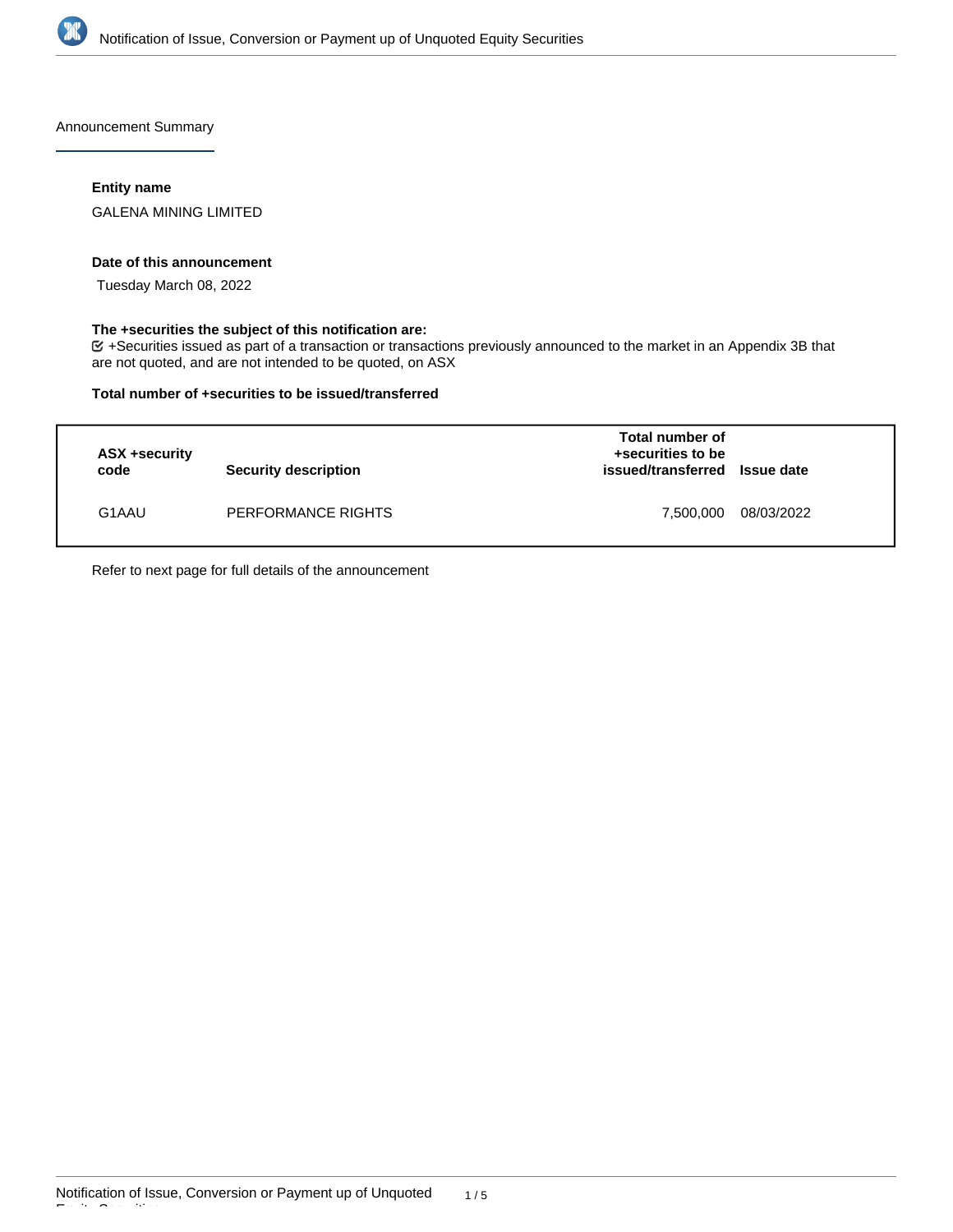Announcement Summary

**Entity name**

GALENA MINING LIMITED

**Date of this announcement**

Tuesday March 08, 2022

**The +securities the subject of this notification are:**

☑ +Securities issued as part of a transaction or transactions previously announced to the market in an Appendix 3B that are not quoted, and are not intended to be quoted, on ASX

**Total number of +securities to be issued/transferred**

| ASX +security code | Security description | Total number of +securities to be issued/transferred | Issue date |
|---|---|---|---|
| G1AAU | PERFORMANCE RIGHTS | 7,500,000 | 08/03/2022 |

Refer to next page for full details of the announcement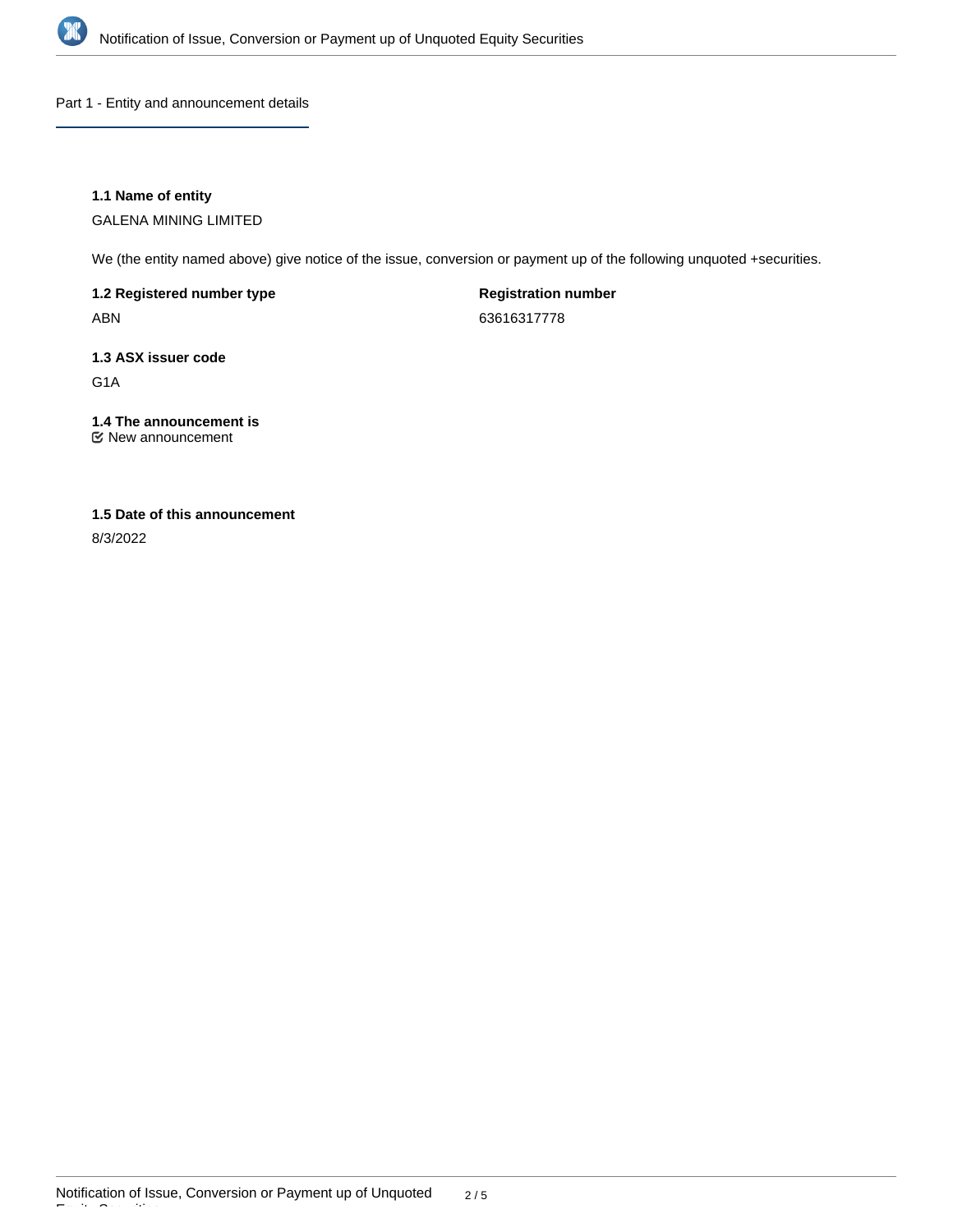## Part 1 - Entity and announcement details

### 1.1 Name of entity

GALENA MINING LIMITED

We (the entity named above) give notice of the issue, conversion or payment up of the following unquoted +securities.

**1.2 Registered number type**

ABN

**Registration number**

63616317778

**1.3 ASX issuer code**

G1A

**1.4 The announcement is**

☑ New announcement

**1.5 Date of this announcement**

8/3/2022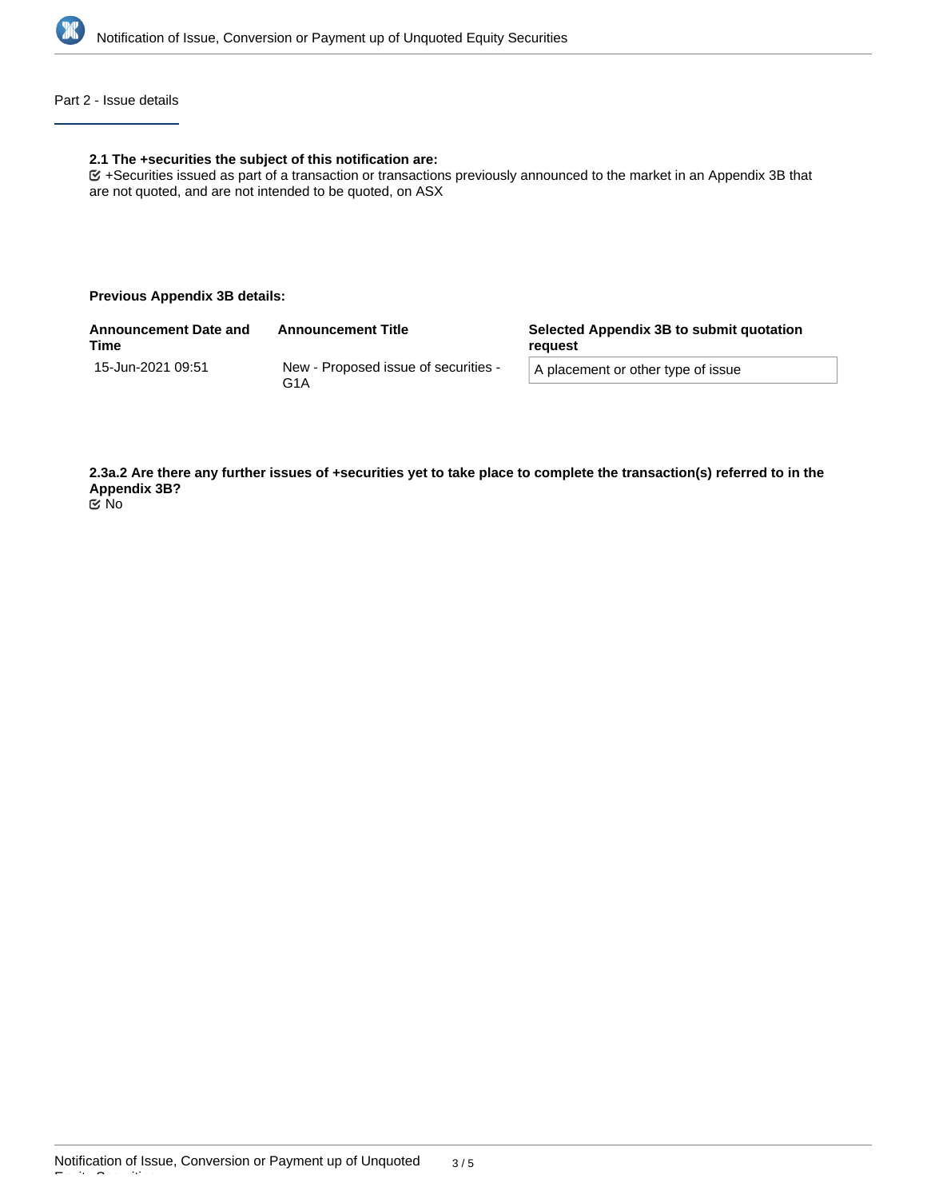## Part 2 - Issue details

**2.1 The +securities the subject of this notification are:**

+Securities issued as part of a transaction or transactions previously announced to the market in an Appendix 3B that are not quoted, and are not intended to be quoted, on ASX

**Previous Appendix 3B details:**

| Announcement Date and Time | Announcement Title | Selected Appendix 3B to submit quotation request |
| --- | --- | --- |
| 15-Jun-2021 09:51 | New - Proposed issue of securities - G1A | A placement or other type of issue |

**2.3a.2 Are there any further issues of +securities yet to take place to complete the transaction(s) referred to in the Appendix 3B?**

No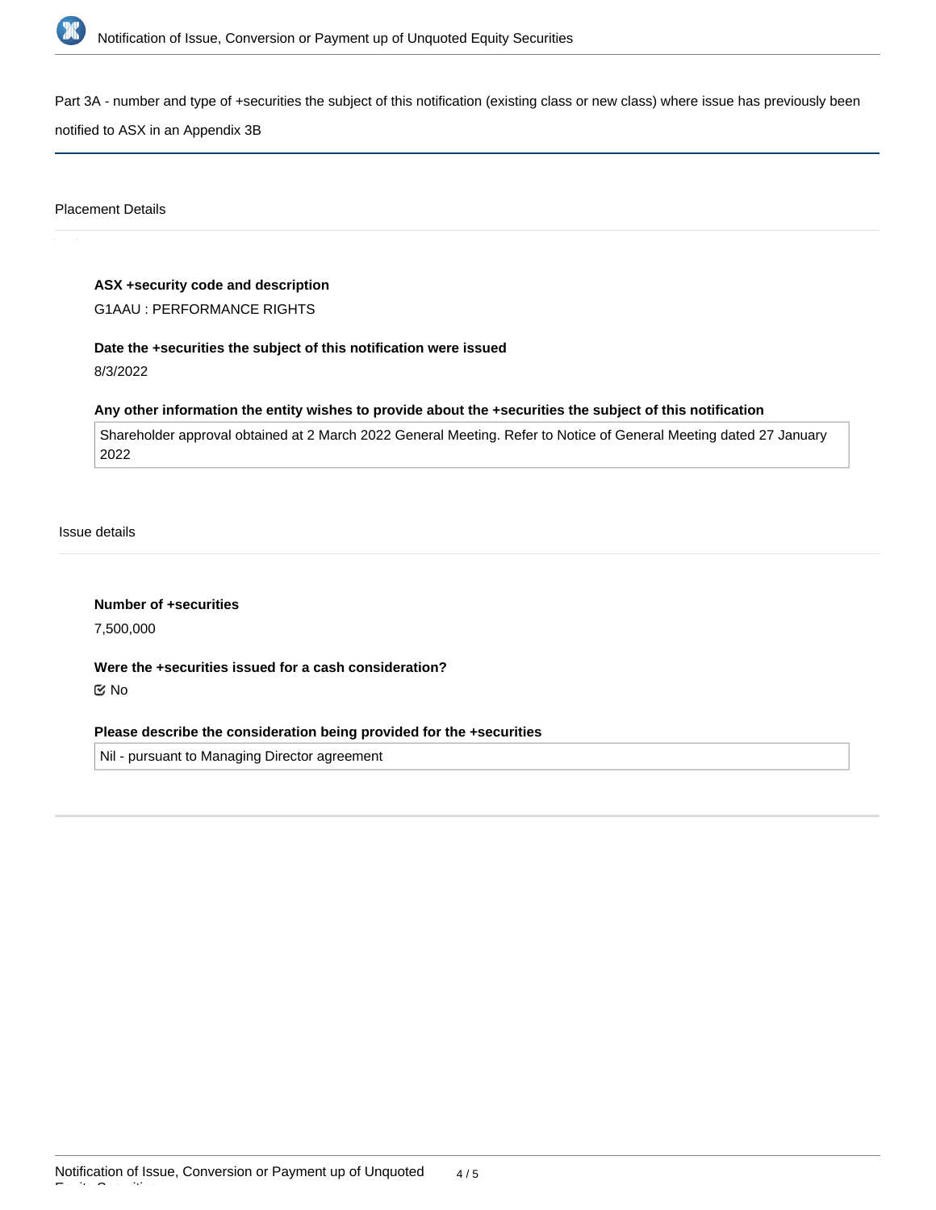Part 3A - number and type of +securities the subject of this notification (existing class or new class) where issue has previously been notified to ASX in an Appendix 3B

## Placement Details

**ASX +security code and description**

G1AAU : PERFORMANCE RIGHTS

**Date the +securities the subject of this notification were issued**

8/3/2022

**Any other information the entity wishes to provide about the +securities the subject of this notification**

Shareholder approval obtained at 2 March 2022 General Meeting. Refer to Notice of General Meeting dated 27 January 2022

## Issue details

**Number of +securities**

7,500,000

**Were the +securities issued for a cash consideration?**

☑ No

**Please describe the consideration being provided for the +securities**

Nil - pursuant to Managing Director agreement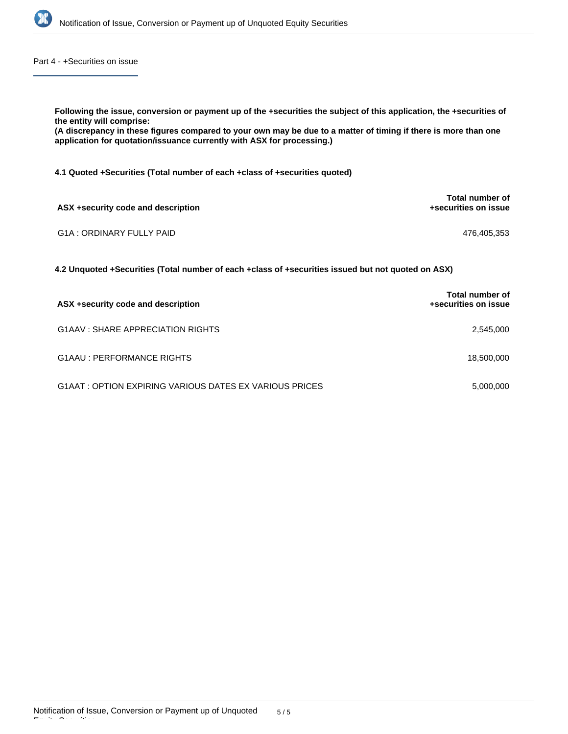## Part 4 - +Securities on issue

**Following the issue, conversion or payment up of the +securities the subject of this application, the +securities of the entity will comprise:**
**(A discrepancy in these figures compared to your own may be due to a matter of timing if there is more than one application for quotation/issuance currently with ASX for processing.)**

**4.1 Quoted +Securities (Total number of each +class of +securities quoted)**

| ASX +security code and description | Total number of +securities on issue |
|---|---|
| G1A : ORDINARY FULLY PAID | 476,405,353 |

**4.2 Unquoted +Securities (Total number of each +class of +securities issued but not quoted on ASX)**

| ASX +security code and description | Total number of +securities on issue |
|---|---|
| G1AAV : SHARE APPRECIATION RIGHTS | 2,545,000 |
| G1AAU : PERFORMANCE RIGHTS | 18,500,000 |
| G1AAT : OPTION EXPIRING VARIOUS DATES EX VARIOUS PRICES | 5,000,000 |